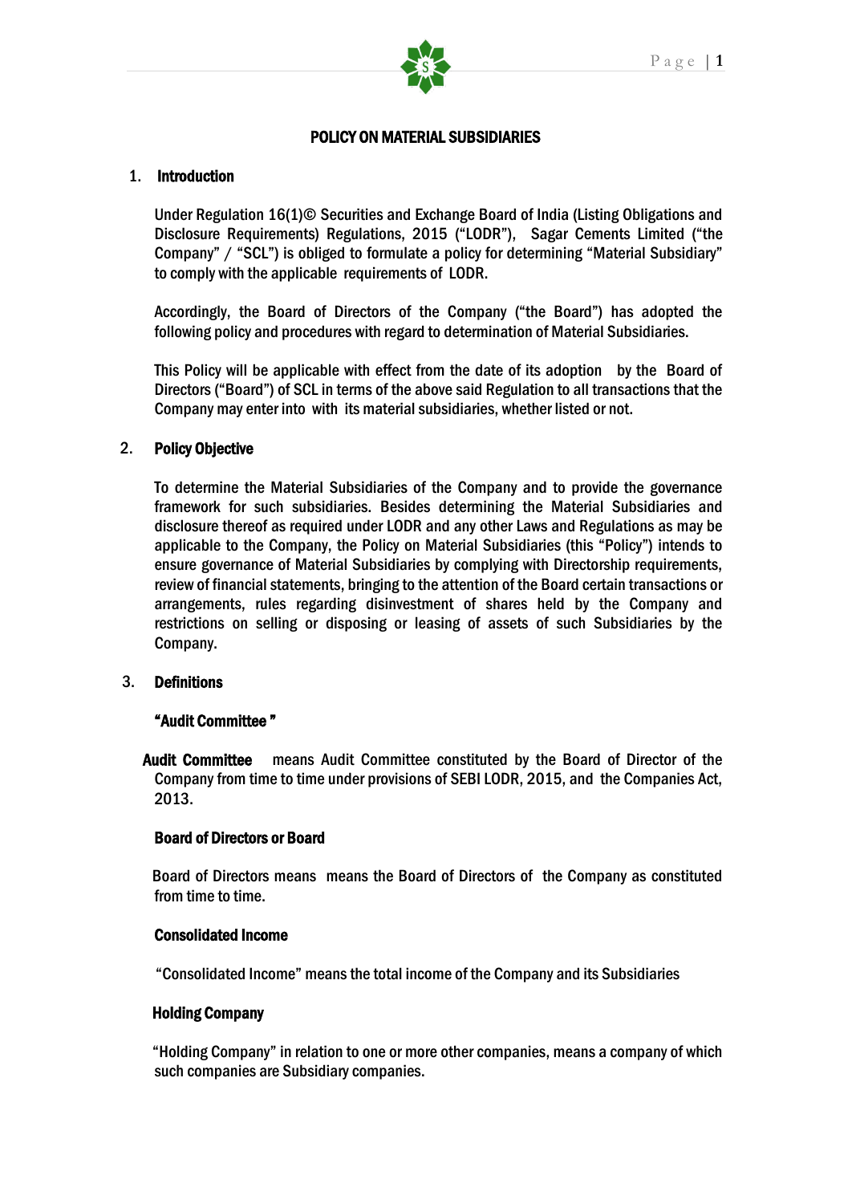# POLICY ON MATERIAL SUBSIDIARIES

## 1. Introduction

Under Regulation 16(1)© Securities and Exchange Board of India (Listing Obligations and Disclosure Requirements) Regulations, 2015 ("LODR"), Sagar Cements Limited ("the Company" / "SCL") is obliged to formulate a policy for determining "Material Subsidiary" to comply with the applicable requirements of LODR.

Accordingly, the Board of Directors of the Company ("the Board") has adopted the following policy and procedures with regard to determination of Material Subsidiaries.

This Policy will be applicable with effect from the date of its adoption by the Board of Directors ("Board") of SCL in terms of the above said Regulation to all transactions that the Company may enter into with its material subsidiaries, whether listed or not.

## 2. Policy Objective

To determine the Material Subsidiaries of the Company and to provide the governance framework for such subsidiaries. Besides determining the Material Subsidiaries and disclosure thereof as required under LODR and any other Laws and Regulations as may be applicable to the Company, the Policy on Material Subsidiaries (this "Policy") intends to ensure governance of Material Subsidiaries by complying with Directorship requirements, review of financial statements, bringing to the attention of the Board certain transactions or arrangements, rules regarding disinvestment of shares held by the Company and restrictions on selling or disposing or leasing of assets of such Subsidiaries by the Company.

## 3. Definitions

**"Audit Committee "**

**Audit Committee** means Audit Committee constituted by the Board of Director of the Company from time to time under provisions of SEBI LODR, 2015, and the Companies Act, 2013.

**Board of Directors or Board**

Board of Directors means means the Board of Directors of the Company as constituted from time to time.

**Consolidated Income**

"Consolidated Income" means the total income of the Company and its Subsidiaries

**Holding Company**

"Holding Company" in relation to one or more other companies, means a company of which such companies are Subsidiary companies.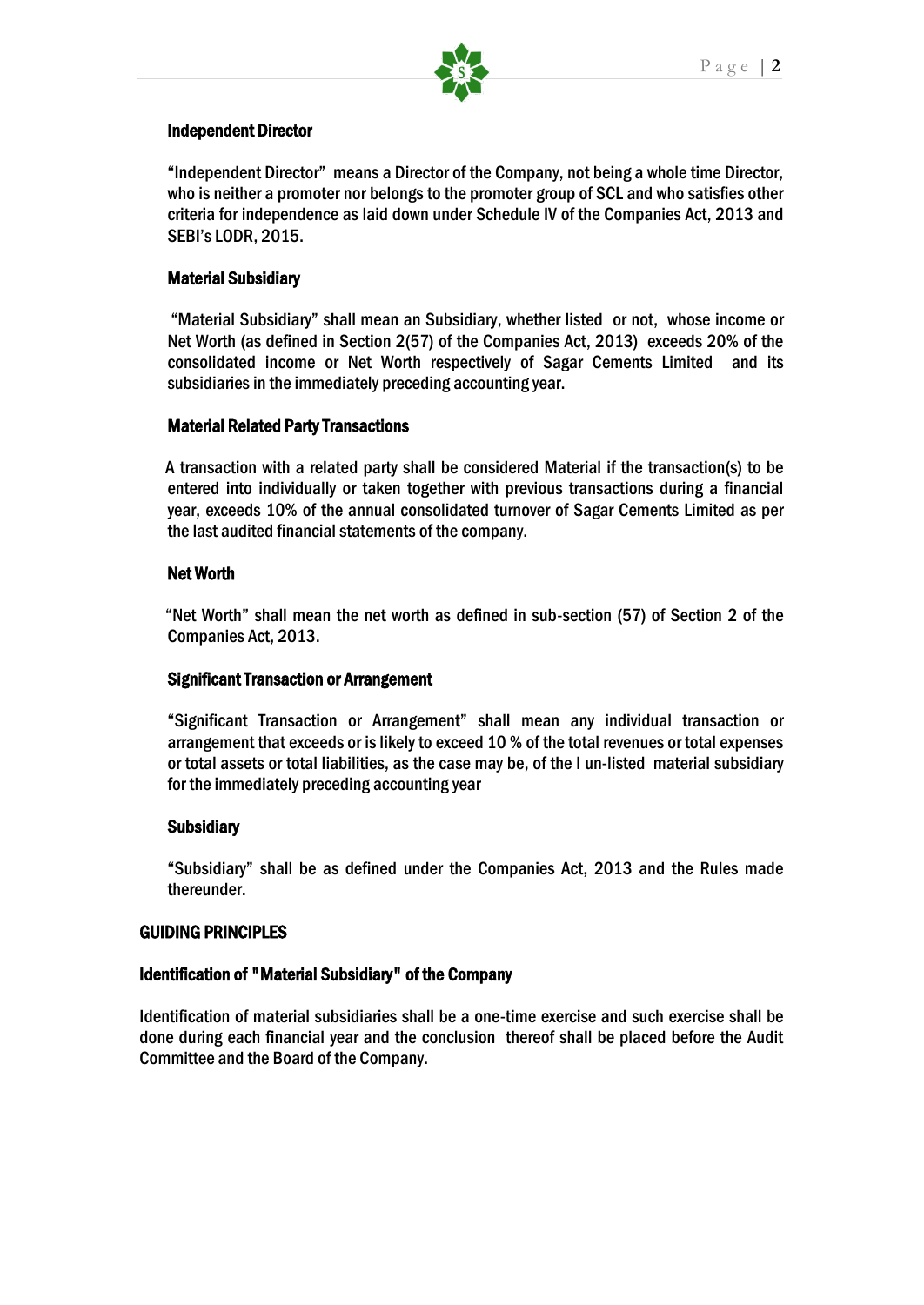### Independent Director

"Independent Director" means a Director of the Company, not being a whole time Director, who is neither a promoter nor belongs to the promoter group of SCL and who satisfies other criteria for independence as laid down under Schedule IV of the Companies Act, 2013 and SEBI's LODR, 2015.

### Material Subsidiary

"Material Subsidiary" shall mean an Subsidiary, whether listed or not, whose income or Net Worth (as defined in Section 2(57) of the Companies Act, 2013) exceeds 20% of the consolidated income or Net Worth respectively of Sagar Cements Limited and its subsidiaries in the immediately preceding accounting year.

### Material Related Party Transactions

A transaction with a related party shall be considered Material if the transaction(s) to be entered into individually or taken together with previous transactions during a financial year, exceeds 10% of the annual consolidated turnover of Sagar Cements Limited as per the last audited financial statements of the company.

### Net Worth

"Net Worth" shall mean the net worth as defined in sub-section (57) of Section 2 of the Companies Act, 2013.

### Significant Transaction or Arrangement

"Significant Transaction or Arrangement" shall mean any individual transaction or arrangement that exceeds or is likely to exceed 10 % of the total revenues or total expenses or total assets or total liabilities, as the case may be, of the l un-listed material subsidiary for the immediately preceding accounting year

### Subsidiary

"Subsidiary" shall be as defined under the Companies Act, 2013 and the Rules made thereunder.

## GUIDING PRINCIPLES

### Identification of "Material Subsidiary" of the Company

Identification of material subsidiaries shall be a one-time exercise and such exercise shall be done during each financial year and the conclusion thereof shall be placed before the Audit Committee and the Board of the Company.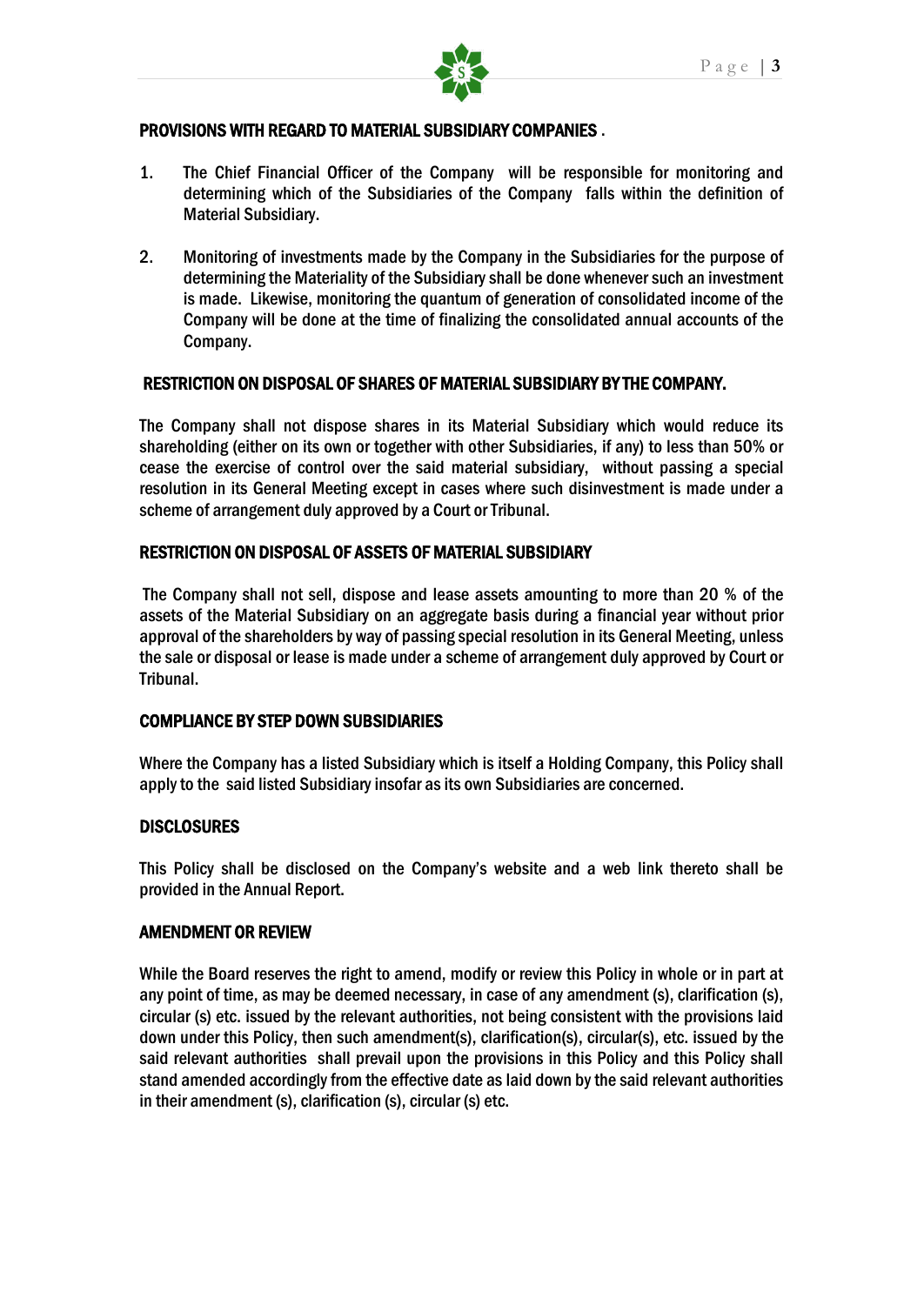## PROVISIONS WITH REGARD TO MATERIAL SUBSIDIARY COMPANIES .

1. The Chief Financial Officer of the Company will be responsible for monitoring and determining which of the Subsidiaries of the Company falls within the definition of Material Subsidiary.

2. Monitoring of investments made by the Company in the Subsidiaries for the purpose of determining the Materiality of the Subsidiary shall be done whenever such an investment is made. Likewise, monitoring the quantum of generation of consolidated income of the Company will be done at the time of finalizing the consolidated annual accounts of the Company.

## RESTRICTION ON DISPOSAL OF SHARES OF MATERIAL SUBSIDIARY BY THE COMPANY.

The Company shall not dispose shares in its Material Subsidiary which would reduce its shareholding (either on its own or together with other Subsidiaries, if any) to less than 50% or cease the exercise of control over the said material subsidiary, without passing a special resolution in its General Meeting except in cases where such disinvestment is made under a scheme of arrangement duly approved by a Court or Tribunal.

## RESTRICTION ON DISPOSAL OF ASSETS OF MATERIAL SUBSIDIARY

The Company shall not sell, dispose and lease assets amounting to more than 20 % of the assets of the Material Subsidiary on an aggregate basis during a financial year without prior approval of the shareholders by way of passing special resolution in its General Meeting, unless the sale or disposal or lease is made under a scheme of arrangement duly approved by Court or Tribunal.

## COMPLIANCE BY STEP DOWN SUBSIDIARIES

Where the Company has a listed Subsidiary which is itself a Holding Company, this Policy shall apply to the said listed Subsidiary insofar as its own Subsidiaries are concerned.

## DISCLOSURES

This Policy shall be disclosed on the Company's website and a web link thereto shall be provided in the Annual Report.

## AMENDMENT OR REVIEW

While the Board reserves the right to amend, modify or review this Policy in whole or in part at any point of time, as may be deemed necessary, in case of any amendment (s), clarification (s), circular (s) etc. issued by the relevant authorities, not being consistent with the provisions laid down under this Policy, then such amendment(s), clarification(s), circular(s), etc. issued by the said relevant authorities shall prevail upon the provisions in this Policy and this Policy shall stand amended accordingly from the effective date as laid down by the said relevant authorities in their amendment (s), clarification (s), circular (s) etc.